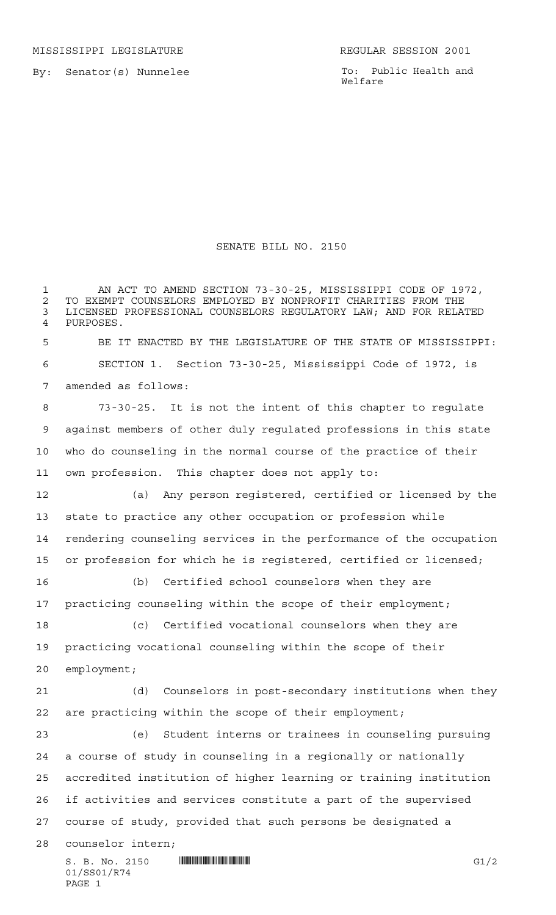MISSISSIPPI LEGISLATURE REGULAR SESSION 2001

By: Senator(s) Nunnelee

To: Public Health and Welfare

# SENATE BILL NO. 2150

AN ACT TO AMEND SECTION 73-30-25, MISSISSIPPI CODE OF 1972, TO EXEMPT COUNSELORS EMPLOYED BY NONPROFIT CHARITIES FROM THE LICENSED PROFESSIONAL COUNSELORS REGULATORY LAW; AND FOR RELATED PURPOSES.

BE IT ENACTED BY THE LEGISLATURE OF THE STATE OF MISSISSIPPI:

SECTION 1. Section 73-30-25, Mississippi Code of 1972, is amended as follows:

73-30-25. It is not the intent of this chapter to regulate against members of other duly regulated professions in this state who do counseling in the normal course of the practice of their own profession. This chapter does not apply to:

(a) Any person registered, certified or licensed by the state to practice any other occupation or profession while rendering counseling services in the performance of the occupation or profession for which he is registered, certified or licensed;

(b) Certified school counselors when they are practicing counseling within the scope of their employment;

(c) Certified vocational counselors when they are practicing vocational counseling within the scope of their employment;

(d) Counselors in post-secondary institutions when they are practicing within the scope of their employment;

(e) Student interns or trainees in counseling pursuing a course of study in counseling in a regionally or nationally accredited institution of higher learning or training institution if activities and services constitute a part of the supervised course of study, provided that such persons be designated a counselor intern;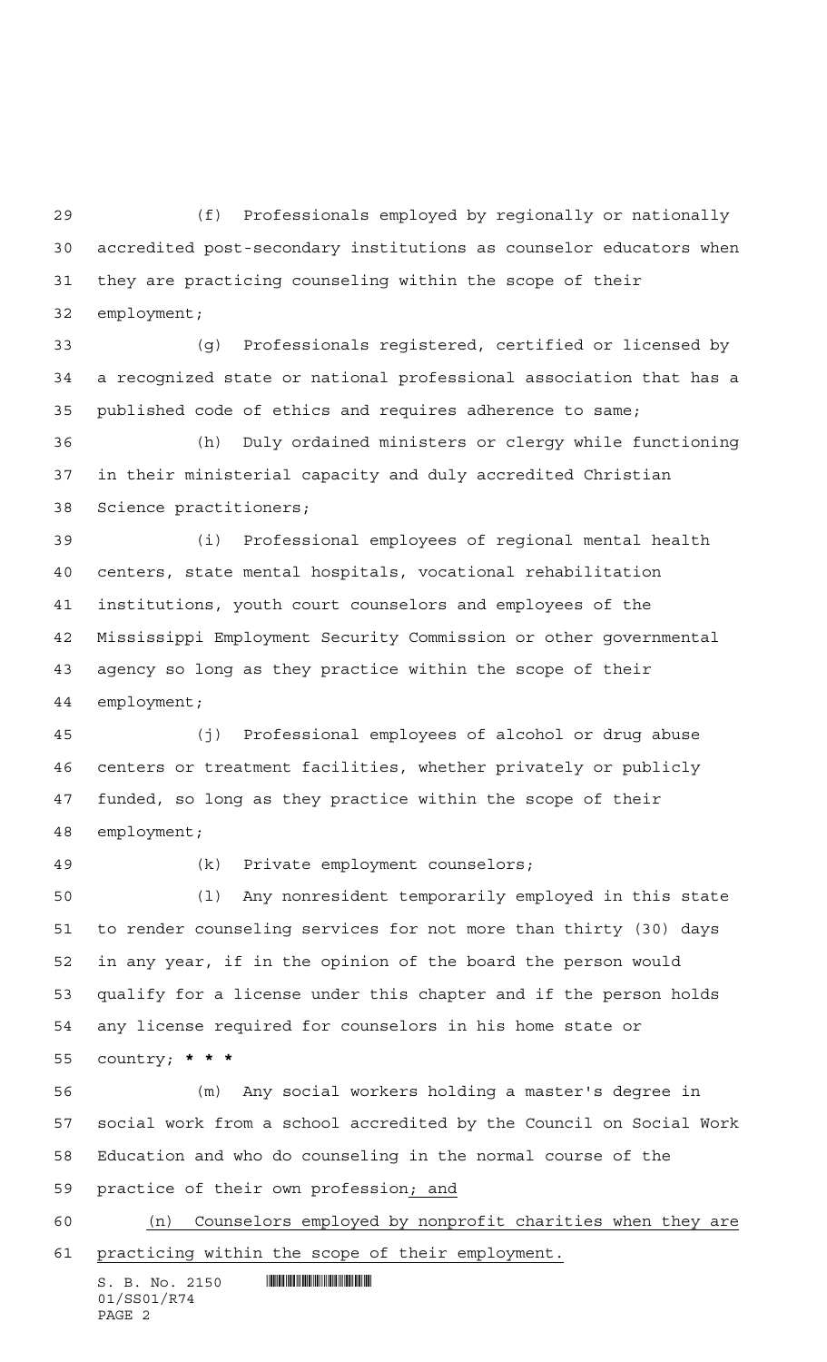(f) Professionals employed by regionally or nationally accredited post-secondary institutions as counselor educators when they are practicing counseling within the scope of their employment;

(g) Professionals registered, certified or licensed by a recognized state or national professional association that has a published code of ethics and requires adherence to same;

(h) Duly ordained ministers or clergy while functioning in their ministerial capacity and duly accredited Christian Science practitioners;

(i) Professional employees of regional mental health centers, state mental hospitals, vocational rehabilitation institutions, youth court counselors and employees of the Mississippi Employment Security Commission or other governmental agency so long as they practice within the scope of their employment;

(j) Professional employees of alcohol or drug abuse centers or treatment facilities, whether privately or publicly funded, so long as they practice within the scope of their employment;

(k) Private employment counselors;

(l) Any nonresident temporarily employed in this state to render counseling services for not more than thirty (30) days in any year, if in the opinion of the board the person would qualify for a license under this chapter and if the person holds any license required for counselors in his home state or country; *** * ***

(m) Any social workers holding a master's degree in social work from a school accredited by the Council on Social Work Education and who do counseling in the normal course of the practice of their own profession; and

(n) Counselors employed by nonprofit charities when they are practicing within the scope of their employment.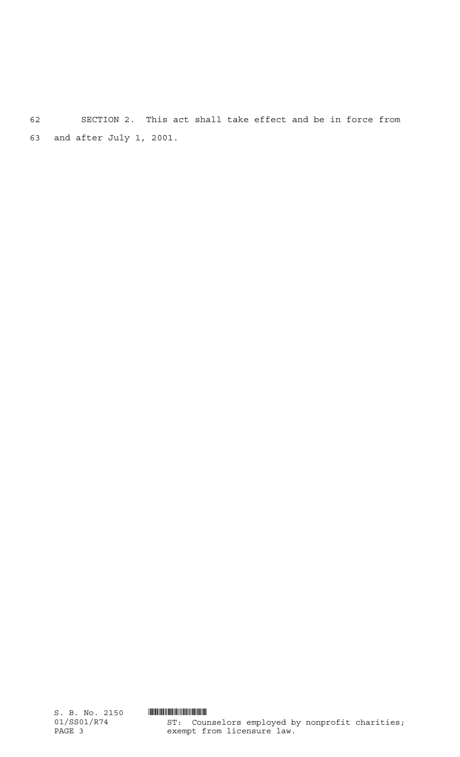62 SECTION 2. This act shall take effect and be in force from
63 and after July 1, 2001.